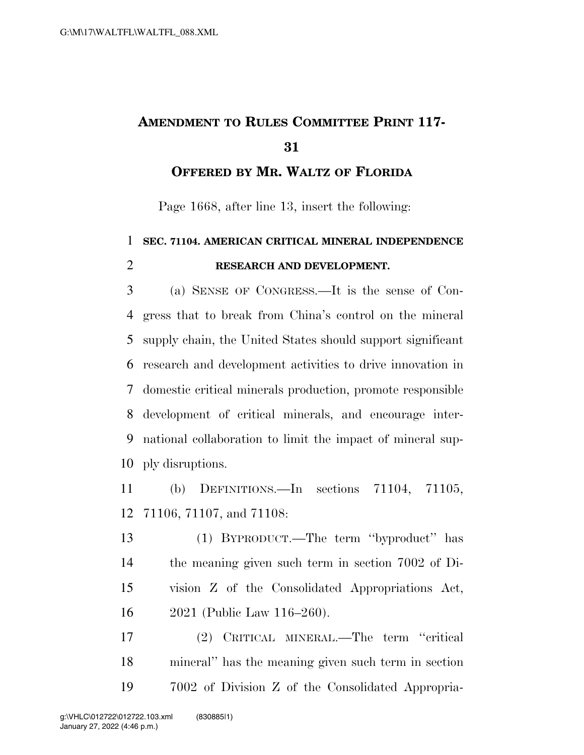# AMENDMENT TO RULES COMMITTEE PRINT 117-31

## OFFERED BY MR. WALTZ OF FLORIDA

Page 1668, after line 13, insert the following:

**SEC. 71104. AMERICAN CRITICAL MINERAL INDEPENDENCE RESEARCH AND DEVELOPMENT.**

(a) SENSE OF CONGRESS.—It is the sense of Congress that to break from China's control on the mineral supply chain, the United States should support significant research and development activities to drive innovation in domestic critical minerals production, promote responsible development of critical minerals, and encourage international collaboration to limit the impact of mineral supply disruptions.

(b) DEFINITIONS.—In sections 71104, 71105, 71106, 71107, and 71108:

(1) BYPRODUCT.—The term "byproduct" has the meaning given such term in section 7002 of Division Z of the Consolidated Appropriations Act, 2021 (Public Law 116–260).

(2) CRITICAL MINERAL.—The term "critical mineral" has the meaning given such term in section 7002 of Division Z of the Consolidated Appropria-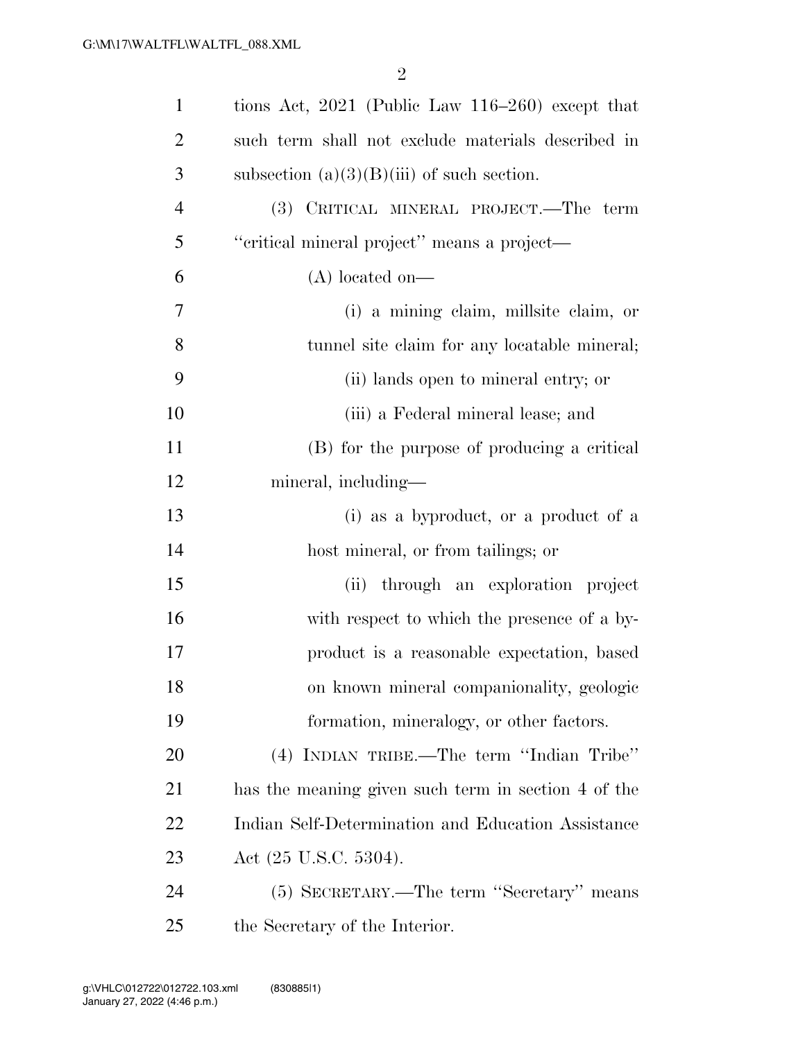tions Act, 2021 (Public Law 116–260) except that such term shall not exclude materials described in subsection (a)(3)(B)(iii) of such section.

(3) CRITICAL MINERAL PROJECT.—The term "critical mineral project" means a project—

(A) located on—

(i) a mining claim, millsite claim, or tunnel site claim for any locatable mineral;

(ii) lands open to mineral entry; or

(iii) a Federal mineral lease; and

(B) for the purpose of producing a critical mineral, including—

(i) as a byproduct, or a product of a host mineral, or from tailings; or

(ii) through an exploration project with respect to which the presence of a byproduct is a reasonable expectation, based on known mineral companionality, geologic formation, mineralogy, or other factors.

(4) INDIAN TRIBE.—The term "Indian Tribe" has the meaning given such term in section 4 of the Indian Self-Determination and Education Assistance Act (25 U.S.C. 5304).

(5) SECRETARY.—The term "Secretary" means the Secretary of the Interior.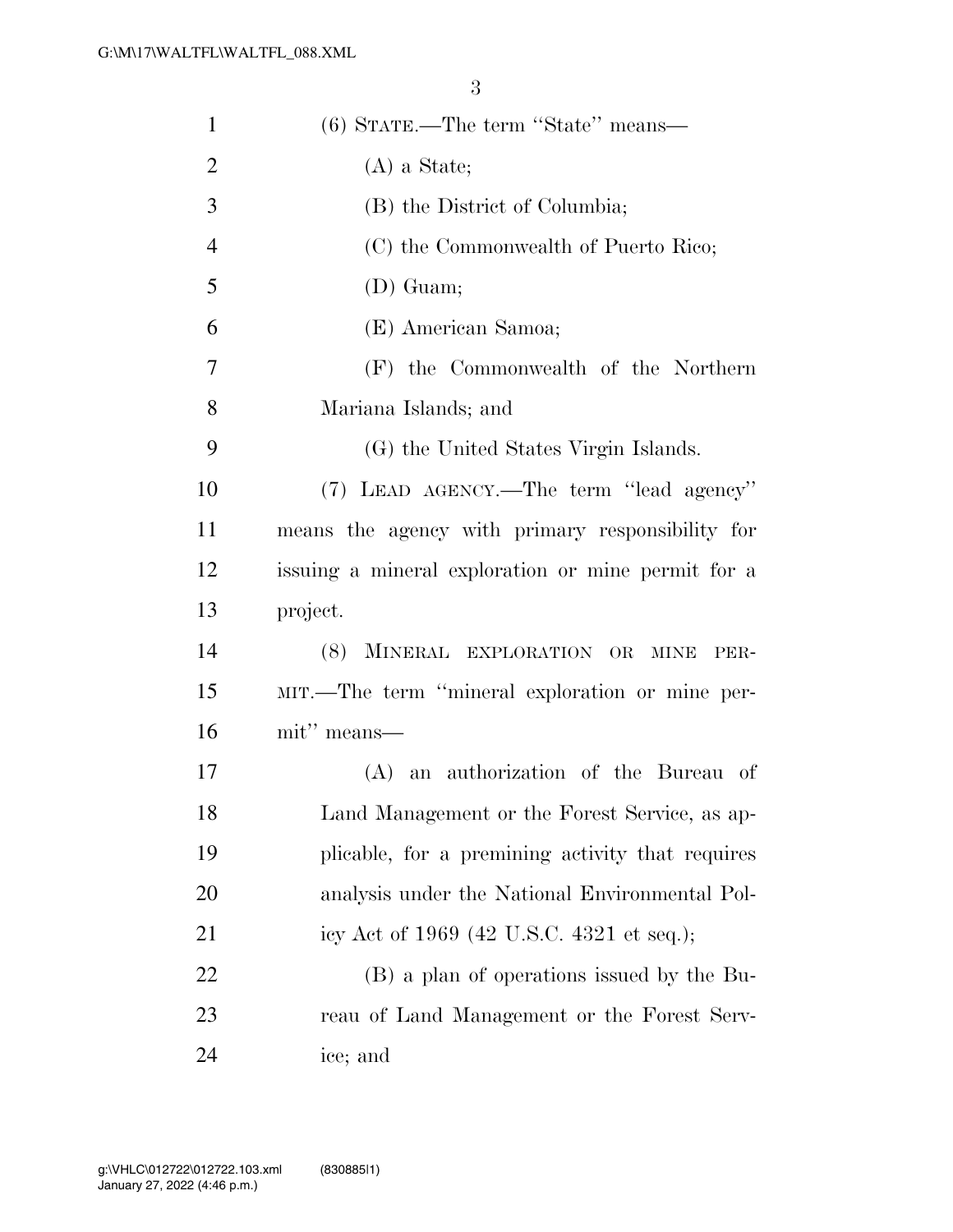(6) STATE.—The term ''State'' means—

(A) a State;

(B) the District of Columbia;

(C) the Commonwealth of Puerto Rico;

(D) Guam;

(E) American Samoa;

(F) the Commonwealth of the Northern Mariana Islands; and

(G) the United States Virgin Islands.

(7) LEAD AGENCY.—The term ''lead agency'' means the agency with primary responsibility for issuing a mineral exploration or mine permit for a project.

(8) MINERAL EXPLORATION OR MINE PERMIT.—The term ''mineral exploration or mine permit'' means—

(A) an authorization of the Bureau of Land Management or the Forest Service, as applicable, for a premining activity that requires analysis under the National Environmental Policy Act of 1969 (42 U.S.C. 4321 et seq.);

(B) a plan of operations issued by the Bureau of Land Management or the Forest Service; and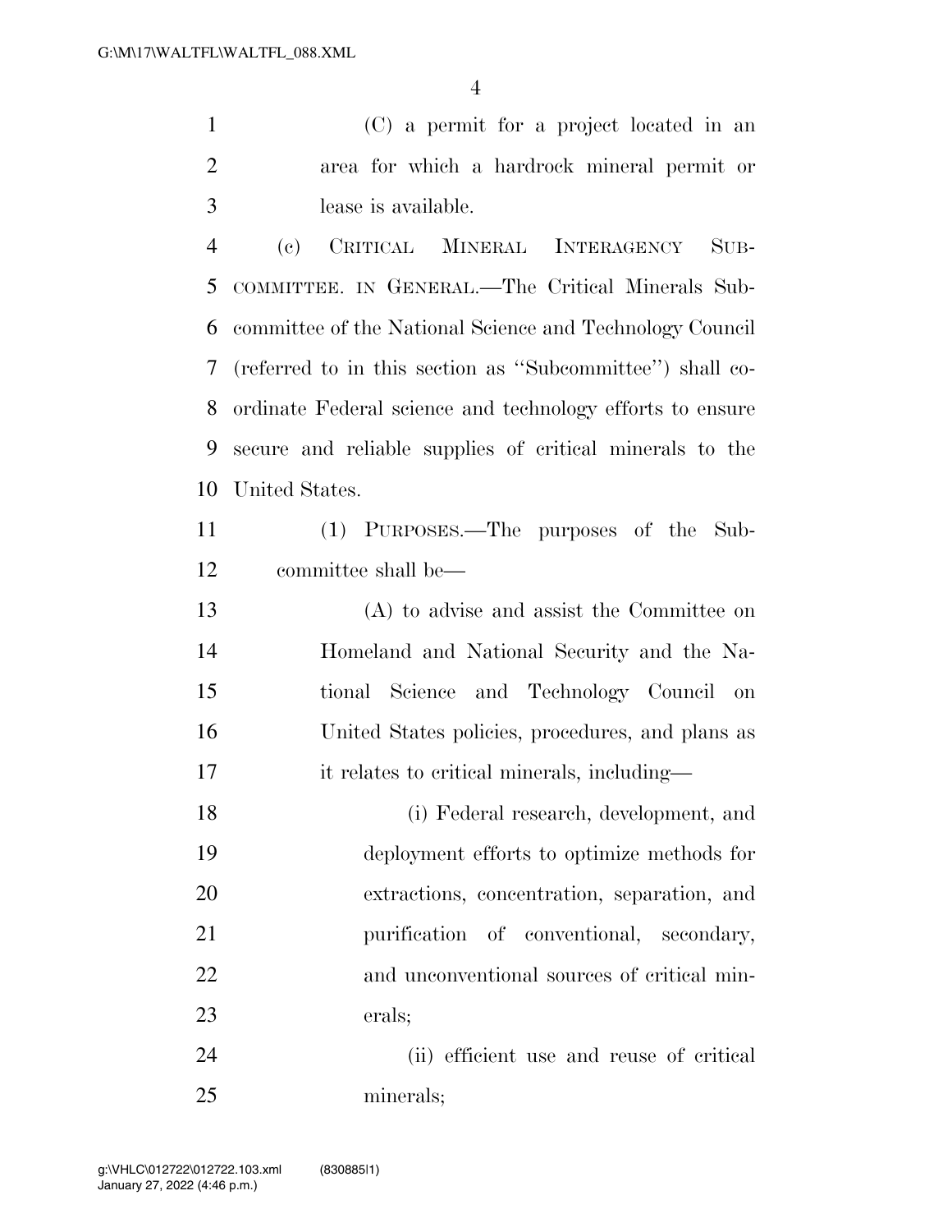(C) a permit for a project located in an area for which a hardrock mineral permit or lease is available.

(c) CRITICAL MINERAL INTERAGENCY SUBCOMMITTEE. IN GENERAL.—The Critical Minerals Subcommittee of the National Science and Technology Council (referred to in this section as "Subcommittee") shall coordinate Federal science and technology efforts to ensure secure and reliable supplies of critical minerals to the United States.

(1) PURPOSES.—The purposes of the Subcommittee shall be—

(A) to advise and assist the Committee on Homeland and National Security and the National Science and Technology Council on United States policies, procedures, and plans as it relates to critical minerals, including—

(i) Federal research, development, and deployment efforts to optimize methods for extractions, concentration, separation, and purification of conventional, secondary, and unconventional sources of critical minerals;

(ii) efficient use and reuse of critical minerals;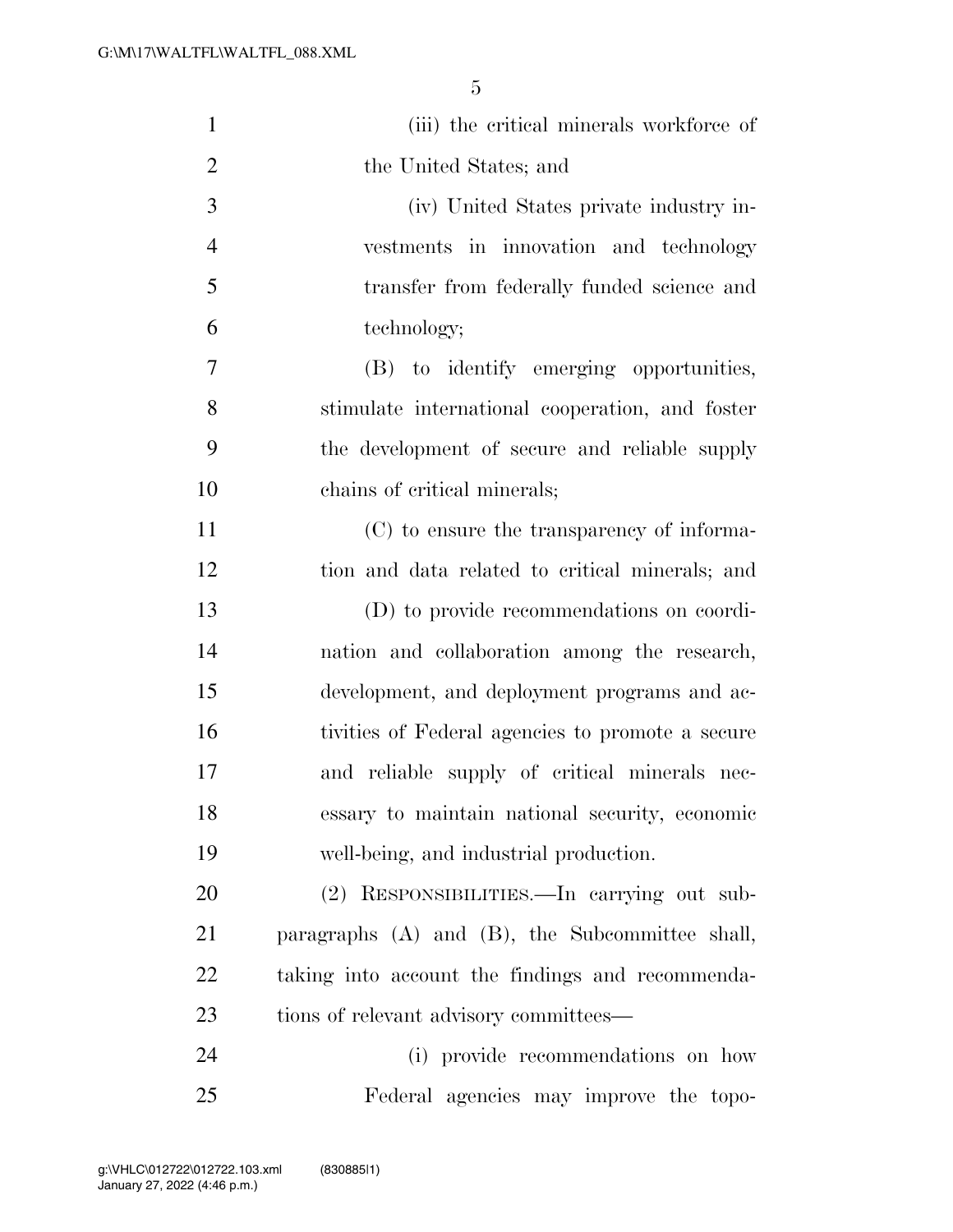(iii) the critical minerals workforce of the United States; and

(iv) United States private industry investments in innovation and technology transfer from federally funded science and technology;

(B) to identify emerging opportunities, stimulate international cooperation, and foster the development of secure and reliable supply chains of critical minerals;

(C) to ensure the transparency of information and data related to critical minerals; and

(D) to provide recommendations on coordination and collaboration among the research, development, and deployment programs and activities of Federal agencies to promote a secure and reliable supply of critical minerals necessary to maintain national security, economic well-being, and industrial production.

(2) RESPONSIBILITIES.—In carrying out subparagraphs (A) and (B), the Subcommittee shall, taking into account the findings and recommendations of relevant advisory committees—

(i) provide recommendations on how Federal agencies may improve the topo-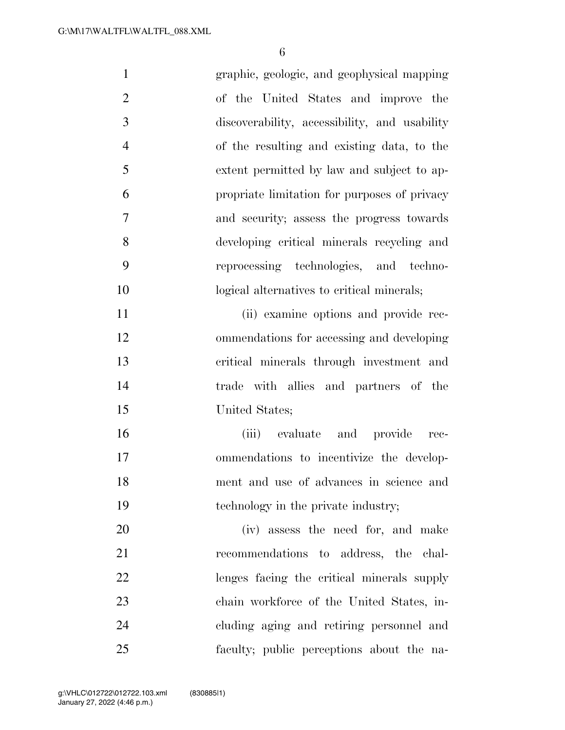graphic, geologic, and geophysical mapping of the United States and improve the discoverability, accessibility, and usability of the resulting and existing data, to the extent permitted by law and subject to appropriate limitation for purposes of privacy and security; assess the progress towards developing critical minerals recycling and reprocessing technologies, and technological alternatives to critical minerals;

(ii) examine options and provide recommendations for accessing and developing critical minerals through investment and trade with allies and partners of the United States;

(iii) evaluate and provide recommendations to incentivize the development and use of advances in science and technology in the private industry;

(iv) assess the need for, and make recommendations to address, the challenges facing the critical minerals supply chain workforce of the United States, including aging and retiring personnel and faculty; public perceptions about the na-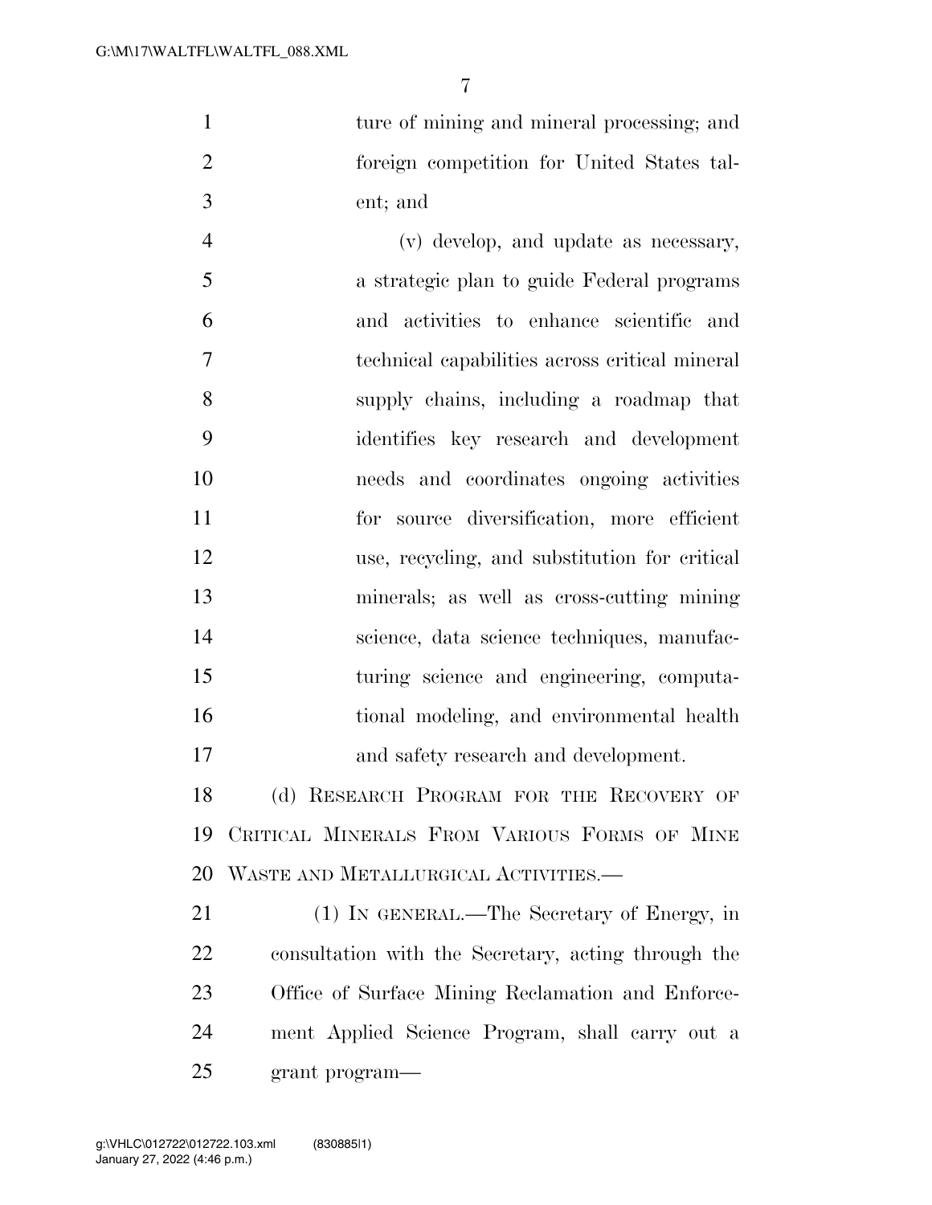ture of mining and mineral processing; and foreign competition for United States talent; and

(v) develop, and update as necessary, a strategic plan to guide Federal programs and activities to enhance scientific and technical capabilities across critical mineral supply chains, including a roadmap that identifies key research and development needs and coordinates ongoing activities for source diversification, more efficient use, recycling, and substitution for critical minerals; as well as cross-cutting mining science, data science techniques, manufacturing science and engineering, computational modeling, and environmental health and safety research and development.

(d) RESEARCH PROGRAM FOR THE RECOVERY OF CRITICAL MINERALS FROM VARIOUS FORMS OF MINE WASTE AND METALLURGICAL ACTIVITIES.—

(1) IN GENERAL.—The Secretary of Energy, in consultation with the Secretary, acting through the Office of Surface Mining Reclamation and Enforcement Applied Science Program, shall carry out a grant program—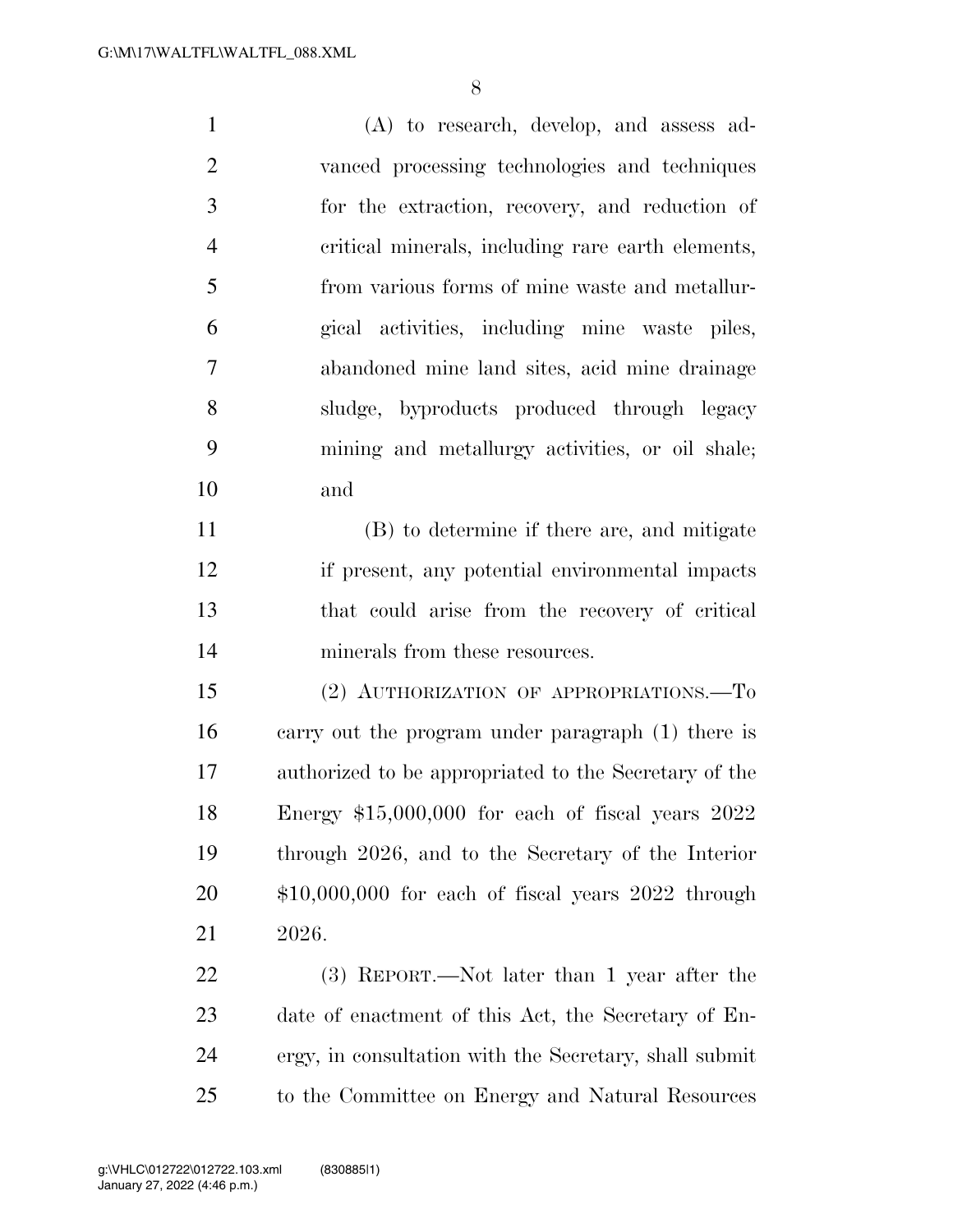(A) to research, develop, and assess advanced processing technologies and techniques for the extraction, recovery, and reduction of critical minerals, including rare earth elements, from various forms of mine waste and metallurgical activities, including mine waste piles, abandoned mine land sites, acid mine drainage sludge, byproducts produced through legacy mining and metallurgy activities, or oil shale; and

(B) to determine if there are, and mitigate if present, any potential environmental impacts that could arise from the recovery of critical minerals from these resources.

(2) AUTHORIZATION OF APPROPRIATIONS.—To carry out the program under paragraph (1) there is authorized to be appropriated to the Secretary of the Energy $15,000,000 for each of fiscal years 2022 through 2026, and to the Secretary of the Interior $10,000,000 for each of fiscal years 2022 through 2026.

(3) REPORT.—Not later than 1 year after the date of enactment of this Act, the Secretary of Energy, in consultation with the Secretary, shall submit to the Committee on Energy and Natural Resources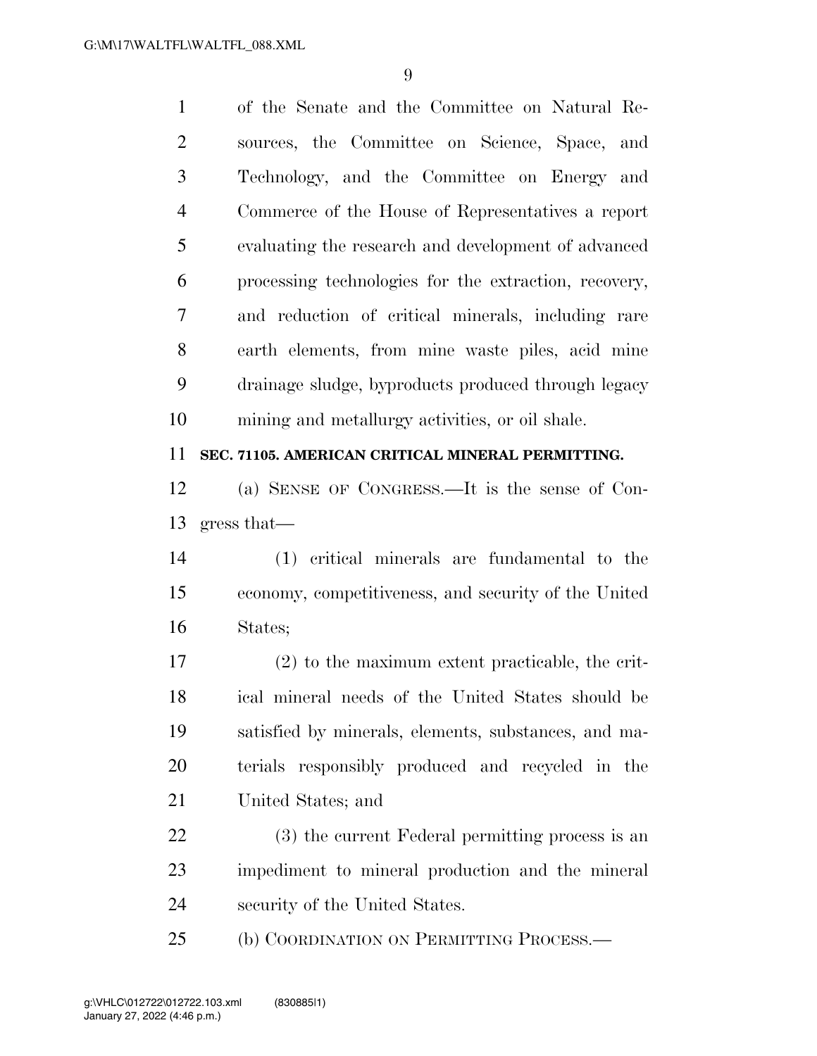of the Senate and the Committee on Natural Resources, the Committee on Science, Space, and Technology, and the Committee on Energy and Commerce of the House of Representatives a report evaluating the research and development of advanced processing technologies for the extraction, recovery, and reduction of critical minerals, including rare earth elements, from mine waste piles, acid mine drainage sludge, byproducts produced through legacy mining and metallurgy activities, or oil shale.

**SEC. 71105. AMERICAN CRITICAL MINERAL PERMITTING.**

(a) SENSE OF CONGRESS.—It is the sense of Congress that—

(1) critical minerals are fundamental to the economy, competitiveness, and security of the United States;

(2) to the maximum extent practicable, the critical mineral needs of the United States should be satisfied by minerals, elements, substances, and materials responsibly produced and recycled in the United States; and

(3) the current Federal permitting process is an impediment to mineral production and the mineral security of the United States.

(b) COORDINATION ON PERMITTING PROCESS.—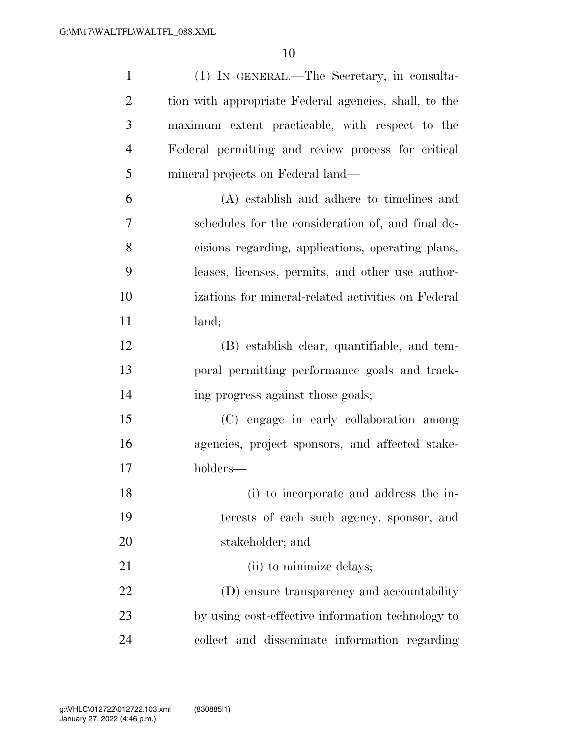(1) IN GENERAL.—The Secretary, in consultation with appropriate Federal agencies, shall, to the maximum extent practicable, with respect to the Federal permitting and review process for critical mineral projects on Federal land—

(A) establish and adhere to timelines and schedules for the consideration of, and final decisions regarding, applications, operating plans, leases, licenses, permits, and other use authorizations for mineral-related activities on Federal land;

(B) establish clear, quantifiable, and temporal permitting performance goals and tracking progress against those goals;

(C) engage in early collaboration among agencies, project sponsors, and affected stakeholders—

(i) to incorporate and address the interests of each such agency, sponsor, and stakeholder; and

(ii) to minimize delays;

(D) ensure transparency and accountability by using cost-effective information technology to collect and disseminate information regarding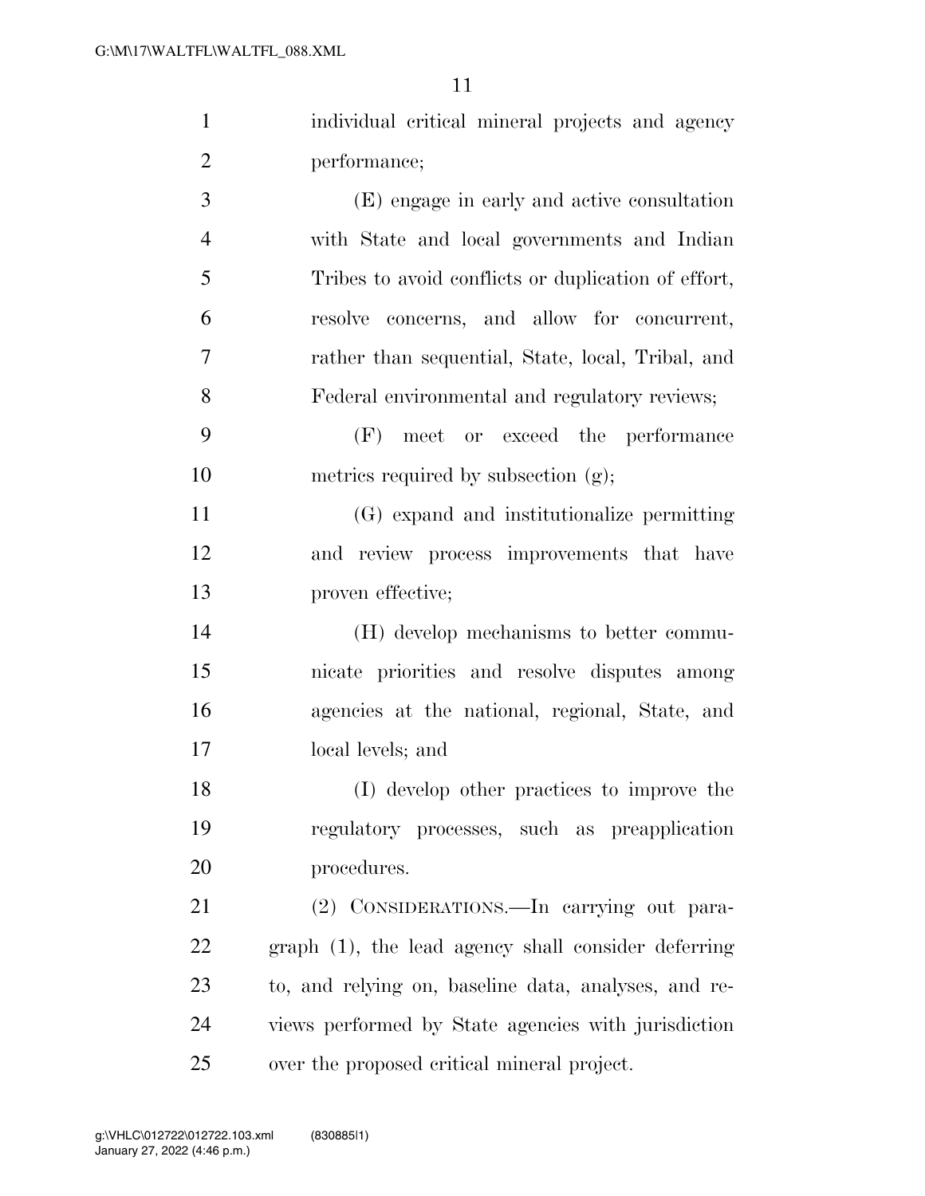individual critical mineral projects and agency performance;

(E) engage in early and active consultation with State and local governments and Indian Tribes to avoid conflicts or duplication of effort, resolve concerns, and allow for concurrent, rather than sequential, State, local, Tribal, and Federal environmental and regulatory reviews;

(F) meet or exceed the performance metrics required by subsection (g);

(G) expand and institutionalize permitting and review process improvements that have proven effective;

(H) develop mechanisms to better communicate priorities and resolve disputes among agencies at the national, regional, State, and local levels; and

(I) develop other practices to improve the regulatory processes, such as preapplication procedures.

(2) CONSIDERATIONS.—In carrying out paragraph (1), the lead agency shall consider deferring to, and relying on, baseline data, analyses, and reviews performed by State agencies with jurisdiction over the proposed critical mineral project.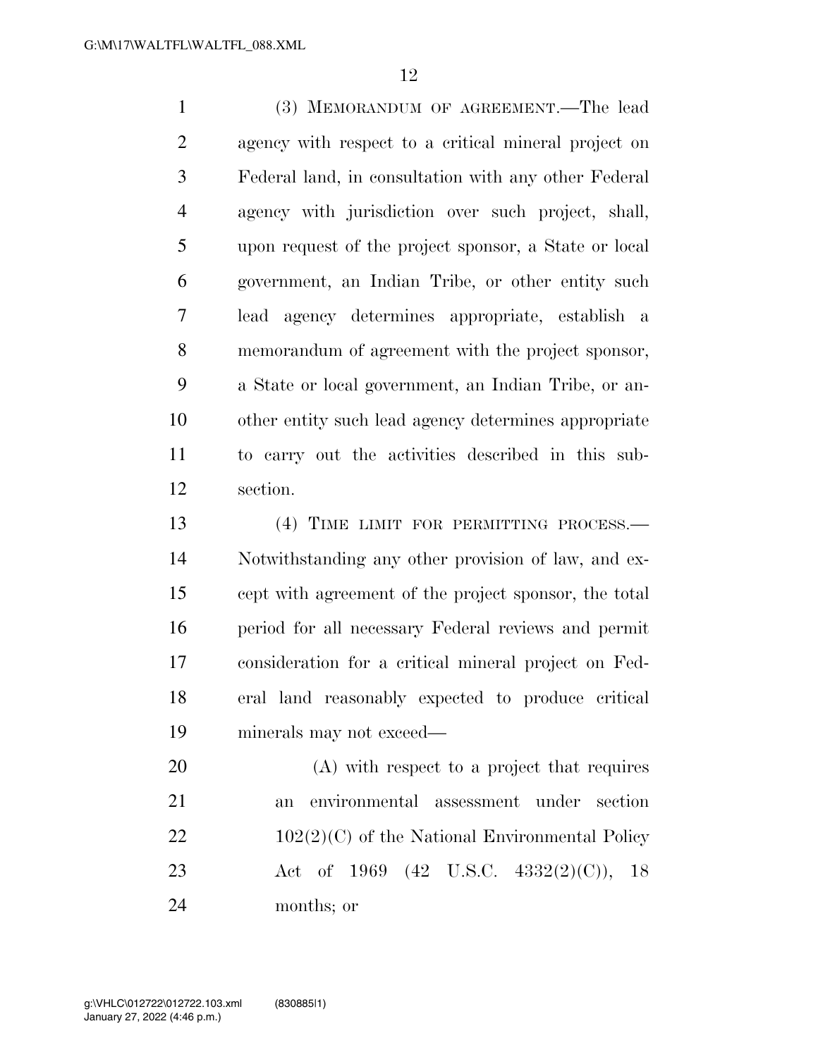(3) MEMORANDUM OF AGREEMENT.—The lead agency with respect to a critical mineral project on Federal land, in consultation with any other Federal agency with jurisdiction over such project, shall, upon request of the project sponsor, a State or local government, an Indian Tribe, or other entity such lead agency determines appropriate, establish a memorandum of agreement with the project sponsor, a State or local government, an Indian Tribe, or another entity such lead agency determines appropriate to carry out the activities described in this subsection.

(4) TIME LIMIT FOR PERMITTING PROCESS.—Notwithstanding any other provision of law, and except with agreement of the project sponsor, the total period for all necessary Federal reviews and permit consideration for a critical mineral project on Federal land reasonably expected to produce critical minerals may not exceed—

(A) with respect to a project that requires an environmental assessment under section 102(2)(C) of the National Environmental Policy Act of 1969 (42 U.S.C. 4332(2)(C)), 18 months; or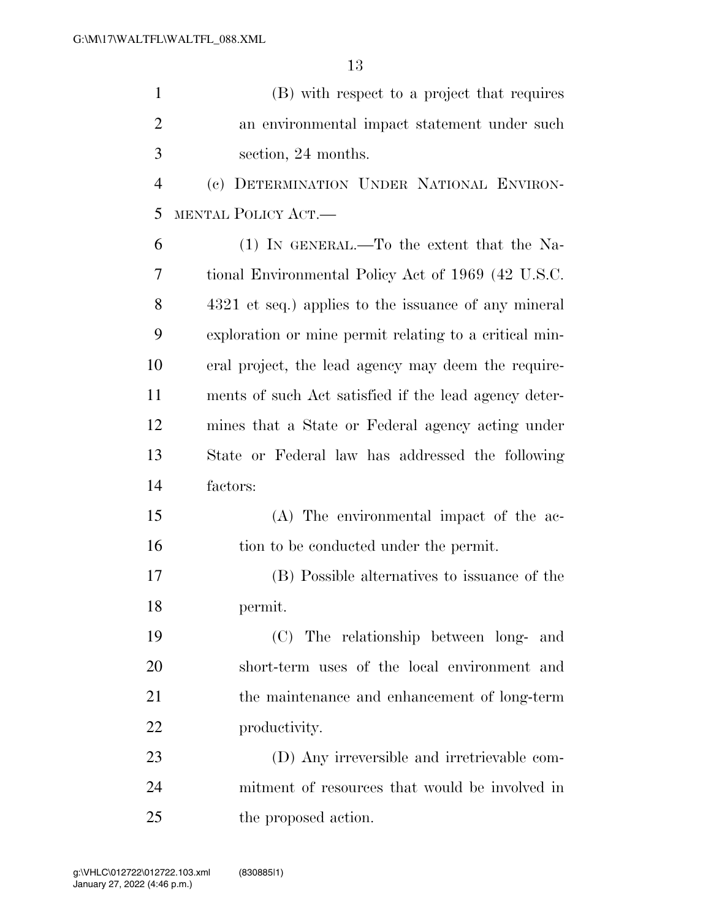(B) with respect to a project that requires an environmental impact statement under such section, 24 months.

(c) DETERMINATION UNDER NATIONAL ENVIRONMENTAL POLICY ACT.—

(1) IN GENERAL.—To the extent that the National Environmental Policy Act of 1969 (42 U.S.C. 4321 et seq.) applies to the issuance of any mineral exploration or mine permit relating to a critical mineral project, the lead agency may deem the requirements of such Act satisfied if the lead agency determines that a State or Federal agency acting under State or Federal law has addressed the following factors:

(A) The environmental impact of the action to be conducted under the permit.

(B) Possible alternatives to issuance of the permit.

(C) The relationship between long- and short-term uses of the local environment and the maintenance and enhancement of long-term productivity.

(D) Any irreversible and irretrievable commitment of resources that would be involved in the proposed action.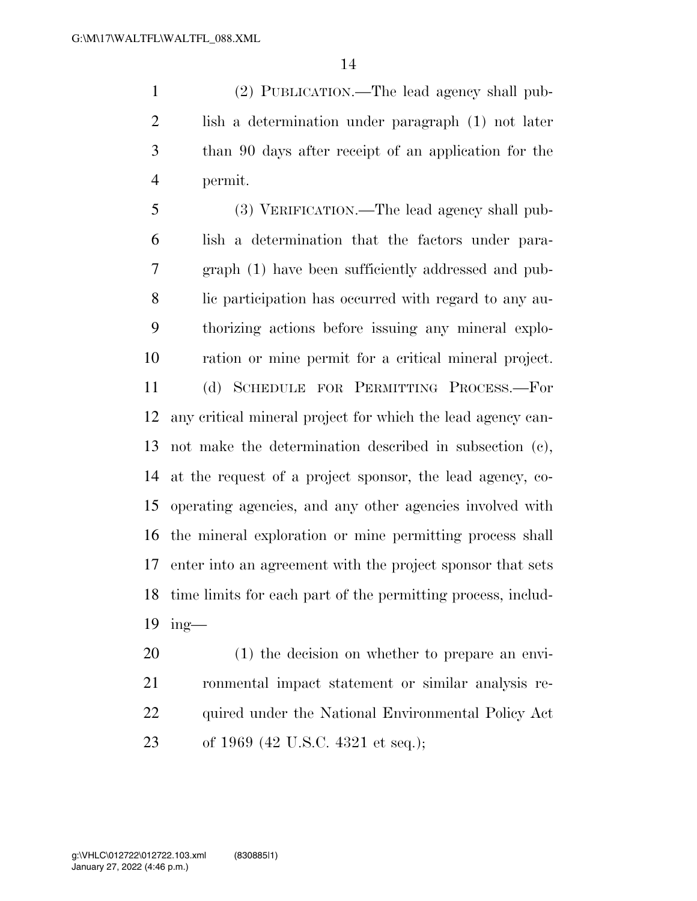(2) PUBLICATION.—The lead agency shall publish a determination under paragraph (1) not later than 90 days after receipt of an application for the permit.

(3) VERIFICATION.—The lead agency shall publish a determination that the factors under paragraph (1) have been sufficiently addressed and public participation has occurred with regard to any authorizing actions before issuing any mineral exploration or mine permit for a critical mineral project.

(d) SCHEDULE FOR PERMITTING PROCESS.—For any critical mineral project for which the lead agency cannot make the determination described in subsection (c), at the request of a project sponsor, the lead agency, cooperating agencies, and any other agencies involved with the mineral exploration or mine permitting process shall enter into an agreement with the project sponsor that sets time limits for each part of the permitting process, including—

(1) the decision on whether to prepare an environmental impact statement or similar analysis required under the National Environmental Policy Act of 1969 (42 U.S.C. 4321 et seq.);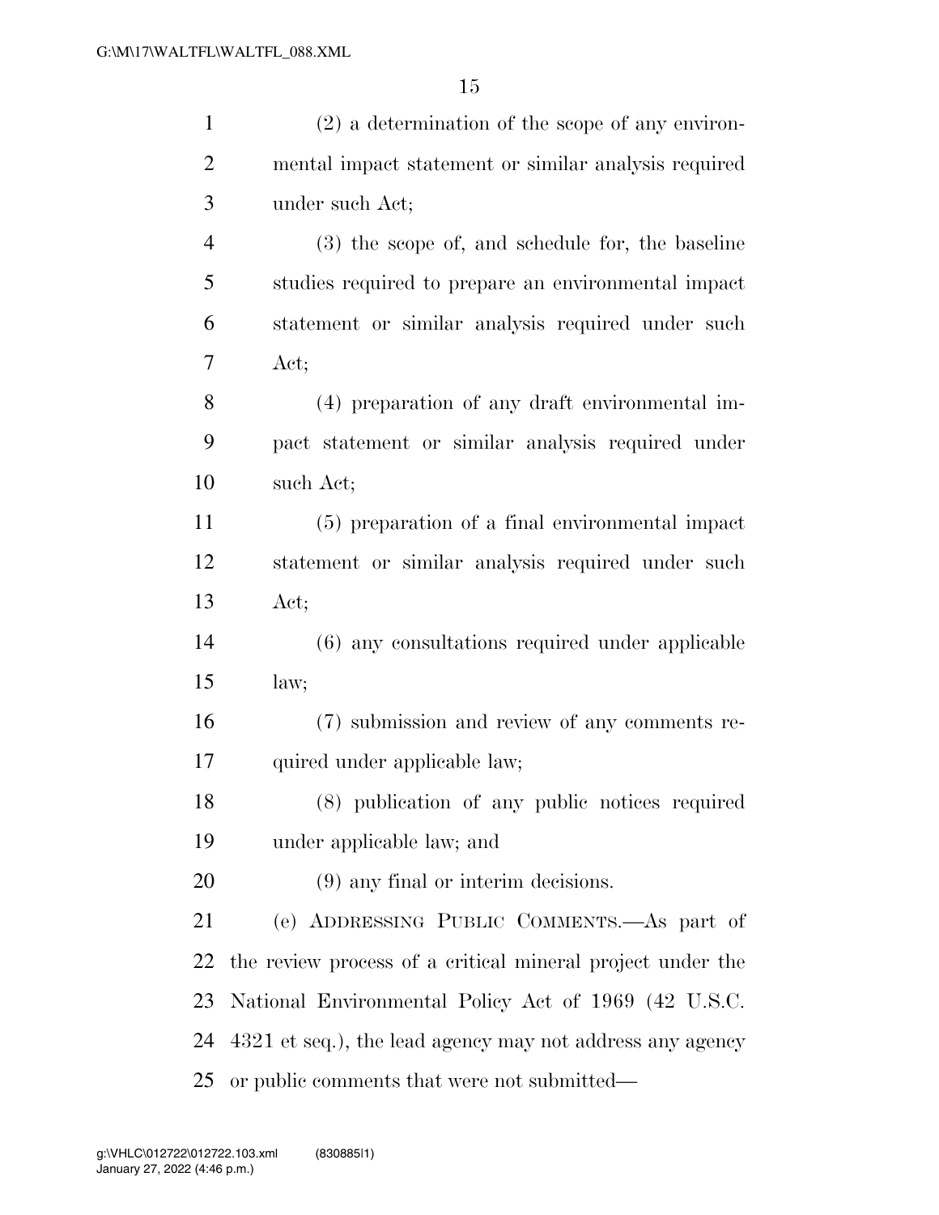(2) a determination of the scope of any environmental impact statement or similar analysis required under such Act;

(3) the scope of, and schedule for, the baseline studies required to prepare an environmental impact statement or similar analysis required under such Act;

(4) preparation of any draft environmental impact statement or similar analysis required under such Act;

(5) preparation of a final environmental impact statement or similar analysis required under such Act;

(6) any consultations required under applicable law;

(7) submission and review of any comments required under applicable law;

(8) publication of any public notices required under applicable law; and

(9) any final or interim decisions.

(e) ADDRESSING PUBLIC COMMENTS.—As part of the review process of a critical mineral project under the National Environmental Policy Act of 1969 (42 U.S.C. 4321 et seq.), the lead agency may not address any agency or public comments that were not submitted—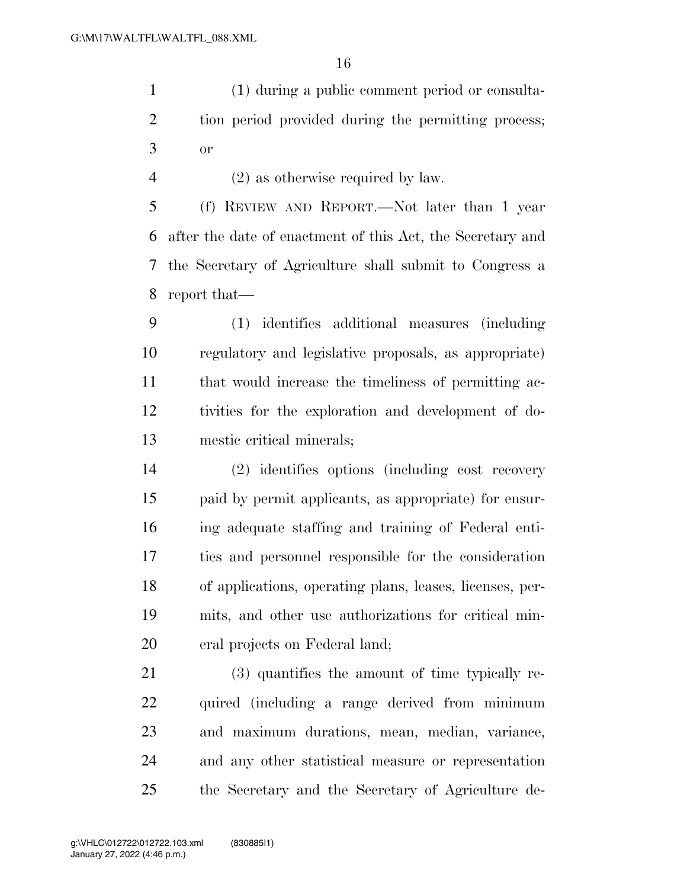(1) during a public comment period or consultation period provided during the permitting process; or

(2) as otherwise required by law.

(f) REVIEW AND REPORT.—Not later than 1 year after the date of enactment of this Act, the Secretary and the Secretary of Agriculture shall submit to Congress a report that—

(1) identifies additional measures (including regulatory and legislative proposals, as appropriate) that would increase the timeliness of permitting activities for the exploration and development of domestic critical minerals;

(2) identifies options (including cost recovery paid by permit applicants, as appropriate) for ensuring adequate staffing and training of Federal entities and personnel responsible for the consideration of applications, operating plans, leases, licenses, permits, and other use authorizations for critical mineral projects on Federal land;

(3) quantifies the amount of time typically required (including a range derived from minimum and maximum durations, mean, median, variance, and any other statistical measure or representation the Secretary and the Secretary of Agriculture de-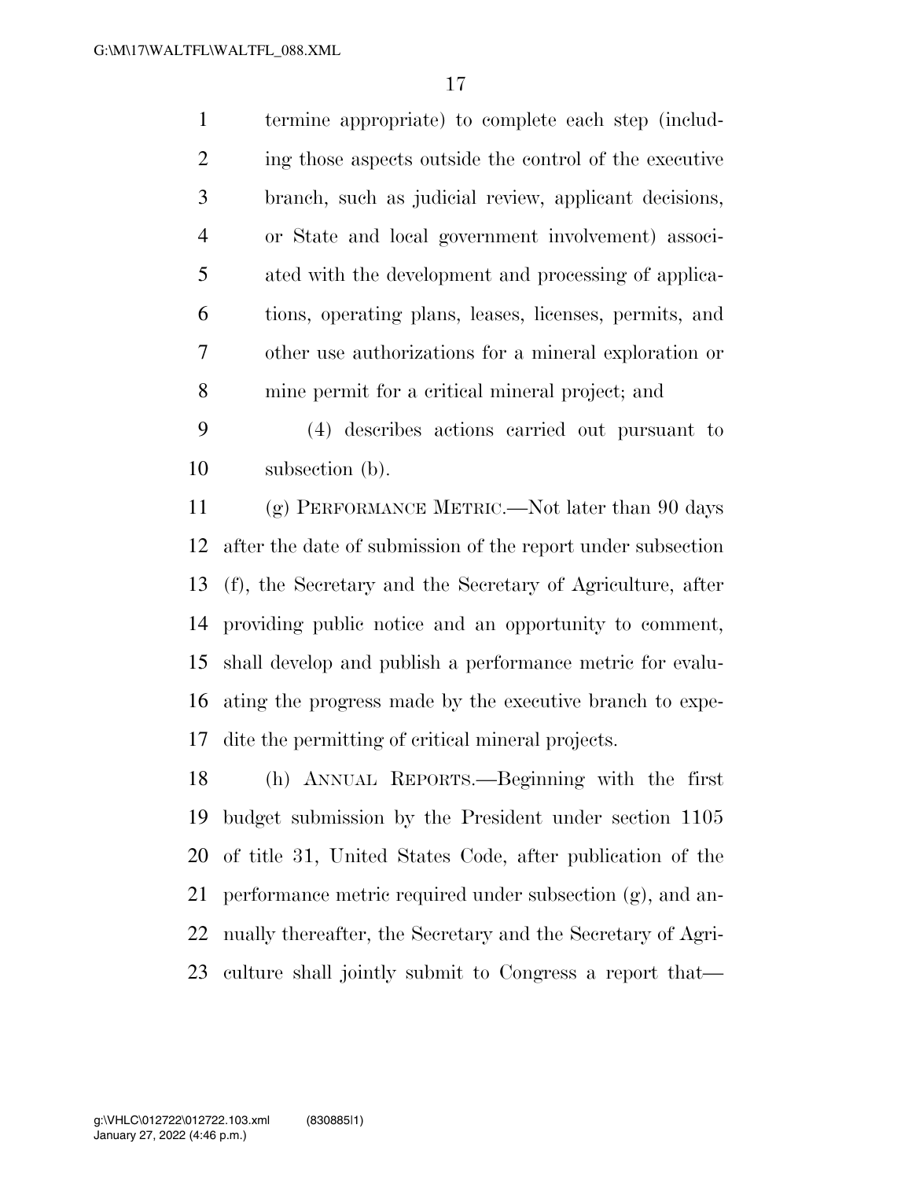termine appropriate) to complete each step (including those aspects outside the control of the executive branch, such as judicial review, applicant decisions, or State and local government involvement) associated with the development and processing of applications, operating plans, leases, licenses, permits, and other use authorizations for a mineral exploration or mine permit for a critical mineral project; and

(4) describes actions carried out pursuant to subsection (b).

(g) PERFORMANCE METRIC.—Not later than 90 days after the date of submission of the report under subsection (f), the Secretary and the Secretary of Agriculture, after providing public notice and an opportunity to comment, shall develop and publish a performance metric for evaluating the progress made by the executive branch to expedite the permitting of critical mineral projects.

(h) ANNUAL REPORTS.—Beginning with the first budget submission by the President under section 1105 of title 31, United States Code, after publication of the performance metric required under subsection (g), and annually thereafter, the Secretary and the Secretary of Agriculture shall jointly submit to Congress a report that—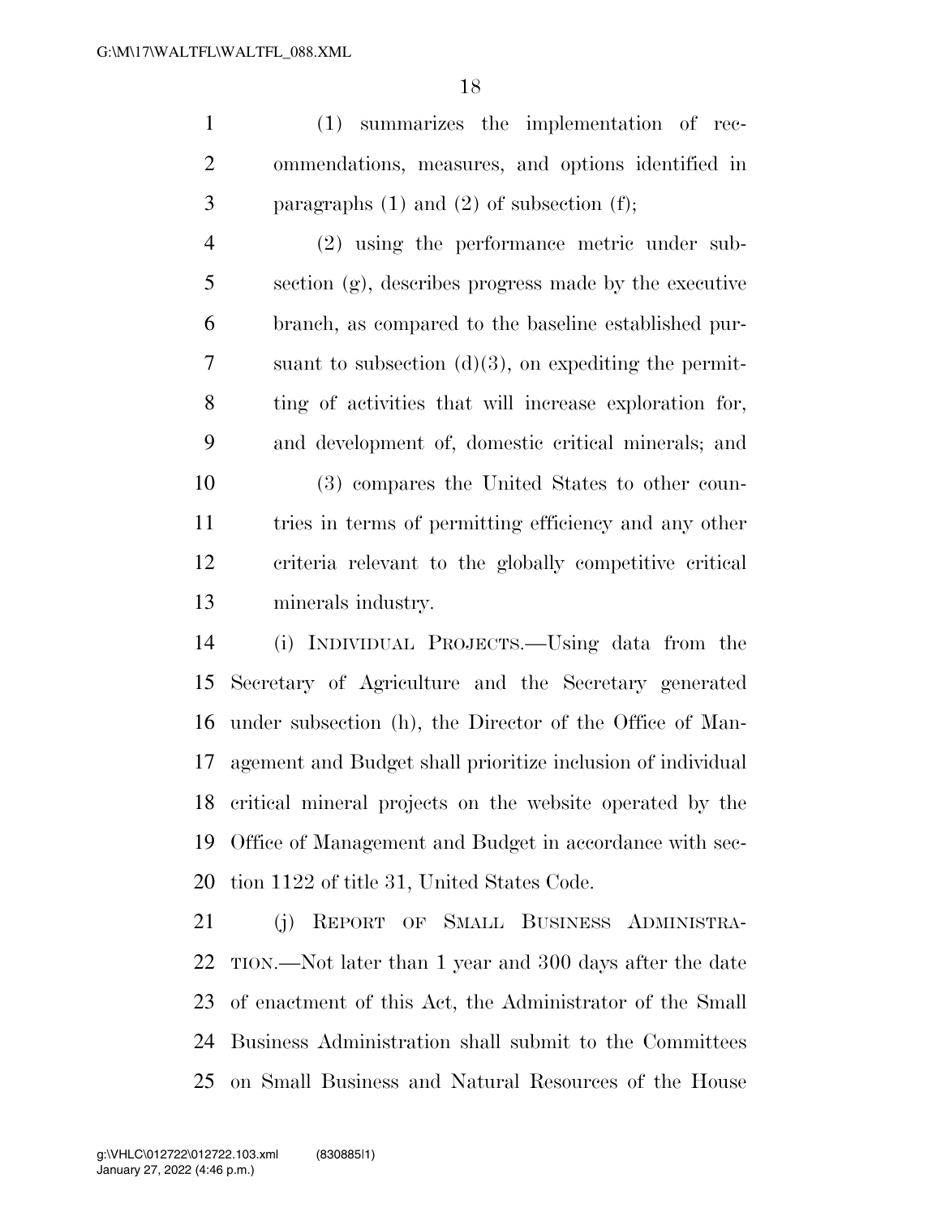(1) summarizes the implementation of recommendations, measures, and options identified in paragraphs (1) and (2) of subsection (f);

(2) using the performance metric under subsection (g), describes progress made by the executive branch, as compared to the baseline established pursuant to subsection (d)(3), on expediting the permitting of activities that will increase exploration for, and development of, domestic critical minerals; and

(3) compares the United States to other countries in terms of permitting efficiency and any other criteria relevant to the globally competitive critical minerals industry.

(i) INDIVIDUAL PROJECTS.—Using data from the Secretary of Agriculture and the Secretary generated under subsection (h), the Director of the Office of Management and Budget shall prioritize inclusion of individual critical mineral projects on the website operated by the Office of Management and Budget in accordance with section 1122 of title 31, United States Code.

(j) REPORT OF SMALL BUSINESS ADMINISTRATION.—Not later than 1 year and 300 days after the date of enactment of this Act, the Administrator of the Small Business Administration shall submit to the Committees on Small Business and Natural Resources of the House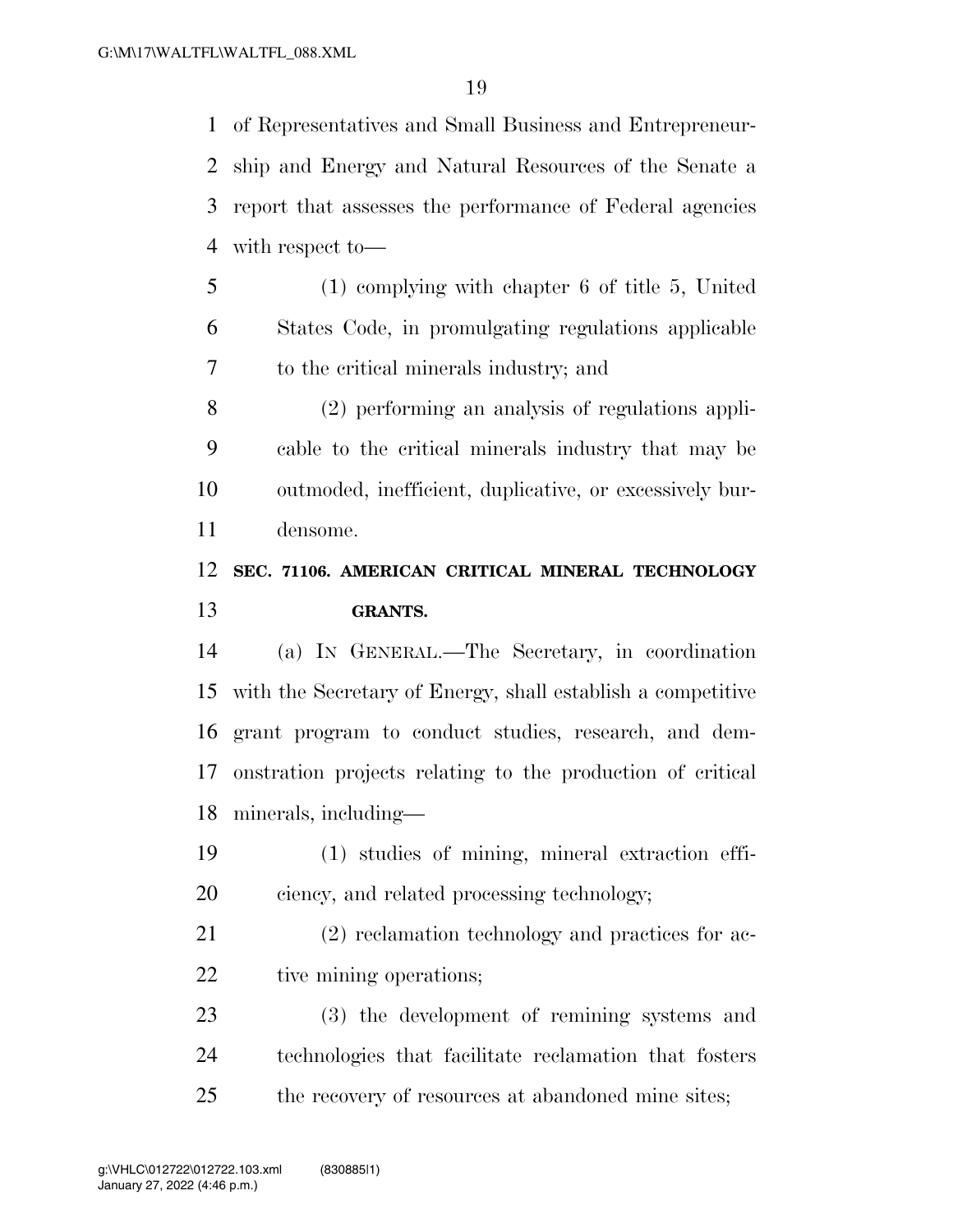of Representatives and Small Business and Entrepreneurship and Energy and Natural Resources of the Senate a report that assesses the performance of Federal agencies with respect to—

(1) complying with chapter 6 of title 5, United States Code, in promulgating regulations applicable to the critical minerals industry; and

(2) performing an analysis of regulations applicable to the critical minerals industry that may be outmoded, inefficient, duplicative, or excessively burdensome.

**SEC. 71106. AMERICAN CRITICAL MINERAL TECHNOLOGY GRANTS.**

(a) IN GENERAL.—The Secretary, in coordination with the Secretary of Energy, shall establish a competitive grant program to conduct studies, research, and demonstration projects relating to the production of critical minerals, including—

(1) studies of mining, mineral extraction efficiency, and related processing technology;

(2) reclamation technology and practices for active mining operations;

(3) the development of remining systems and technologies that facilitate reclamation that fosters the recovery of resources at abandoned mine sites;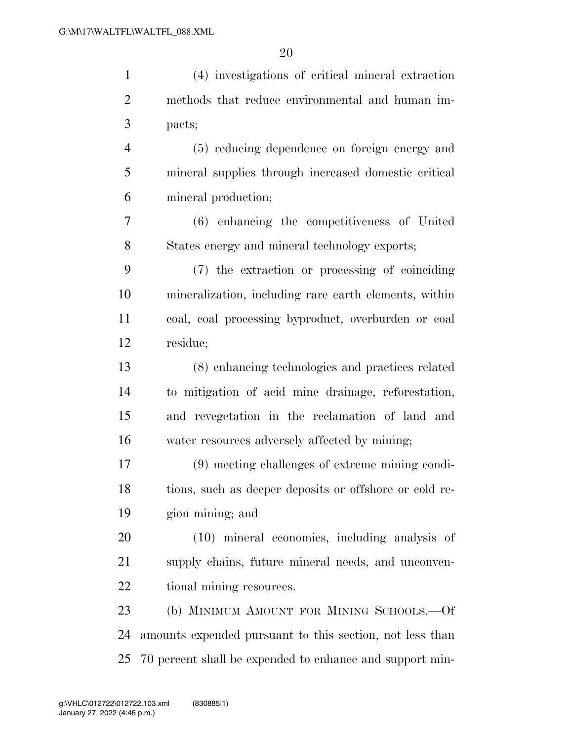(4) investigations of critical mineral extraction methods that reduce environmental and human impacts;

(5) reducing dependence on foreign energy and mineral supplies through increased domestic critical mineral production;

(6) enhancing the competitiveness of United States energy and mineral technology exports;

(7) the extraction or processing of coinciding mineralization, including rare earth elements, within coal, coal processing byproduct, overburden or coal residue;

(8) enhancing technologies and practices related to mitigation of acid mine drainage, reforestation, and revegetation in the reclamation of land and water resources adversely affected by mining;

(9) meeting challenges of extreme mining conditions, such as deeper deposits or offshore or cold region mining; and

(10) mineral economics, including analysis of supply chains, future mineral needs, and unconventional mining resources.

(b) MINIMUM AMOUNT FOR MINING SCHOOLS.—Of amounts expended pursuant to this section, not less than 70 percent shall be expended to enhance and support min-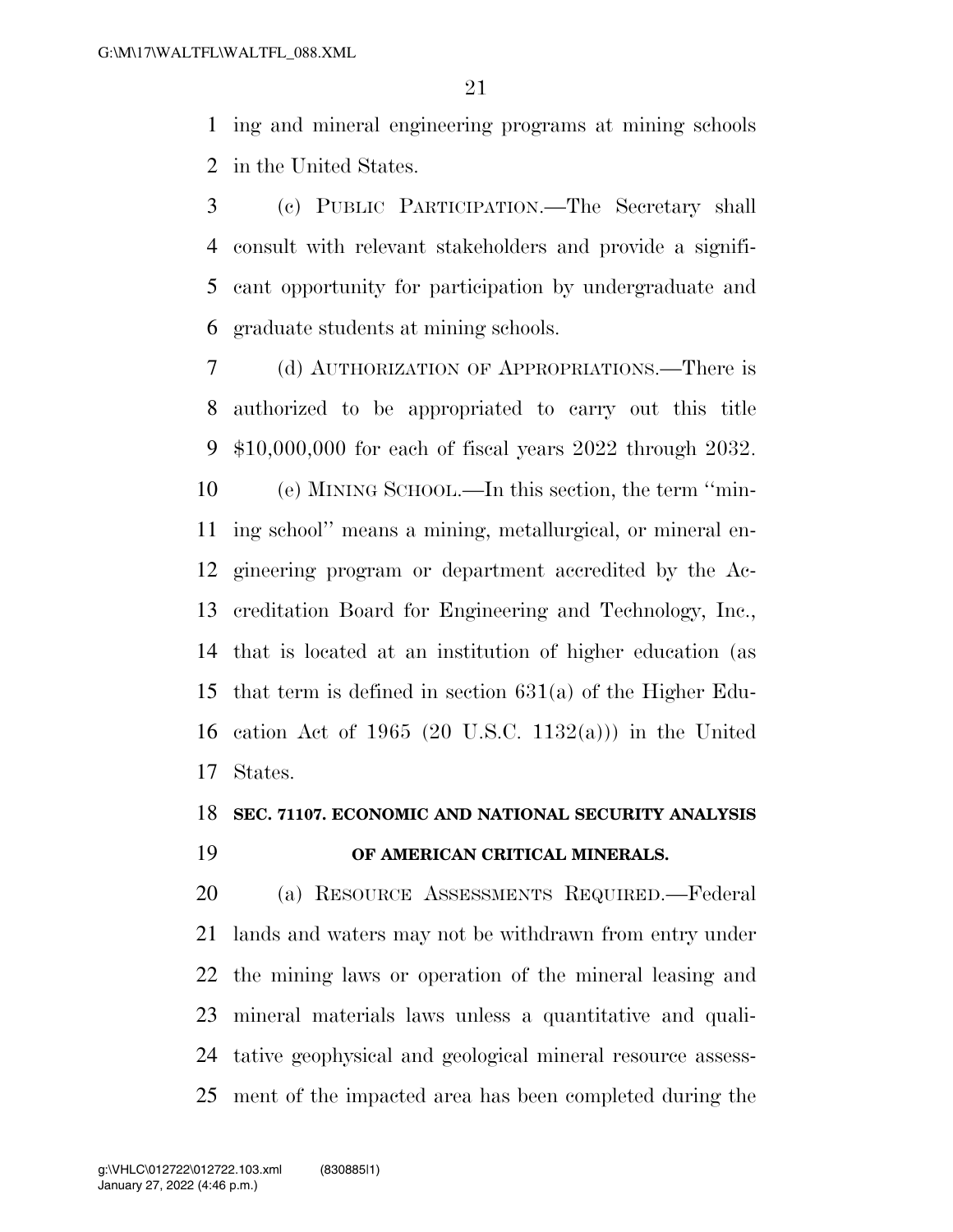ing and mineral engineering programs at mining schools in the United States.

(c) PUBLIC PARTICIPATION.—The Secretary shall consult with relevant stakeholders and provide a significant opportunity for participation by undergraduate and graduate students at mining schools.

(d) AUTHORIZATION OF APPROPRIATIONS.—There is authorized to be appropriated to carry out this title $10,000,000 for each of fiscal years 2022 through 2032.

(e) MINING SCHOOL.—In this section, the term ''mining school'' means a mining, metallurgical, or mineral engineering program or department accredited by the Accreditation Board for Engineering and Technology, Inc., that is located at an institution of higher education (as that term is defined in section 631(a) of the Higher Education Act of 1965 (20 U.S.C. 1132(a))) in the United States.

**SEC. 71107. ECONOMIC AND NATIONAL SECURITY ANALYSIS OF AMERICAN CRITICAL MINERALS.**

(a) RESOURCE ASSESSMENTS REQUIRED.—Federal lands and waters may not be withdrawn from entry under the mining laws or operation of the mineral leasing and mineral materials laws unless a quantitative and qualitative geophysical and geological mineral resource assessment of the impacted area has been completed during the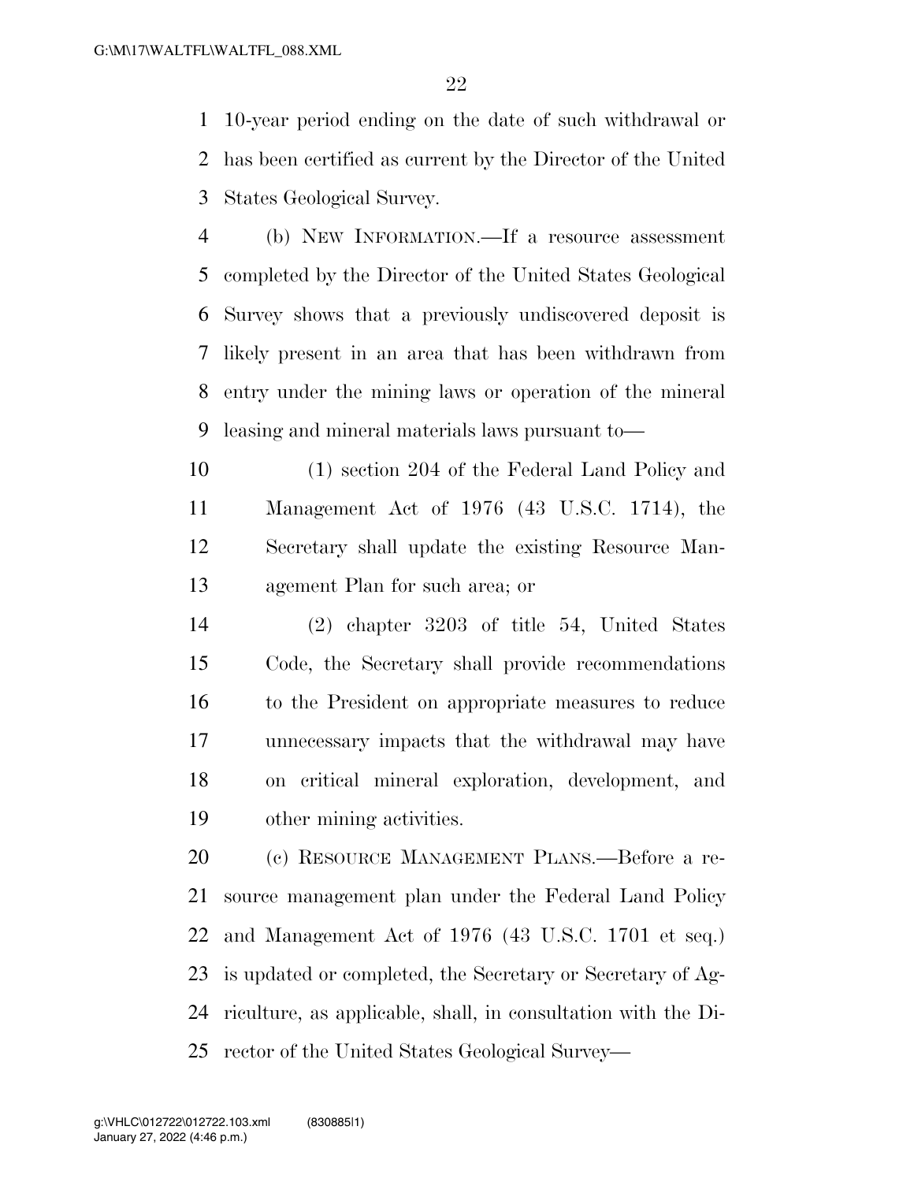10-year period ending on the date of such withdrawal or has been certified as current by the Director of the United States Geological Survey.

(b) NEW INFORMATION.—If a resource assessment completed by the Director of the United States Geological Survey shows that a previously undiscovered deposit is likely present in an area that has been withdrawn from entry under the mining laws or operation of the mineral leasing and mineral materials laws pursuant to—

(1) section 204 of the Federal Land Policy and Management Act of 1976 (43 U.S.C. 1714), the Secretary shall update the existing Resource Management Plan for such area; or

(2) chapter 3203 of title 54, United States Code, the Secretary shall provide recommendations to the President on appropriate measures to reduce unnecessary impacts that the withdrawal may have on critical mineral exploration, development, and other mining activities.

(c) RESOURCE MANAGEMENT PLANS.—Before a resource management plan under the Federal Land Policy and Management Act of 1976 (43 U.S.C. 1701 et seq.) is updated or completed, the Secretary or Secretary of Agriculture, as applicable, shall, in consultation with the Director of the United States Geological Survey—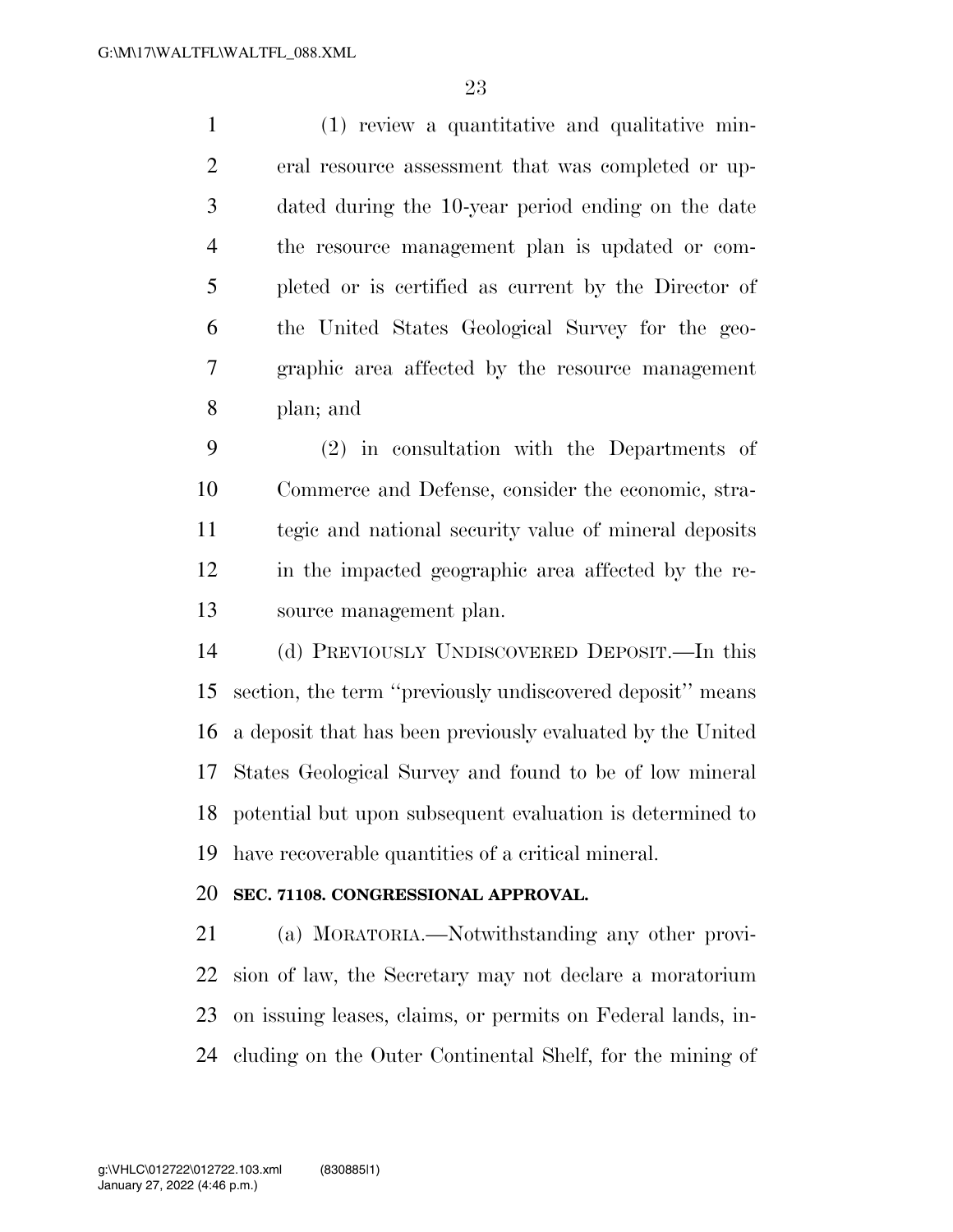(1) review a quantitative and qualitative mineral resource assessment that was completed or updated during the 10-year period ending on the date the resource management plan is updated or completed or is certified as current by the Director of the United States Geological Survey for the geographic area affected by the resource management plan; and

(2) in consultation with the Departments of Commerce and Defense, consider the economic, strategic and national security value of mineral deposits in the impacted geographic area affected by the resource management plan.

(d) PREVIOUSLY UNDISCOVERED DEPOSIT.—In this section, the term ''previously undiscovered deposit'' means a deposit that has been previously evaluated by the United States Geological Survey and found to be of low mineral potential but upon subsequent evaluation is determined to have recoverable quantities of a critical mineral.

**SEC. 71108. CONGRESSIONAL APPROVAL.**

(a) MORATORIA.—Notwithstanding any other provision of law, the Secretary may not declare a moratorium on issuing leases, claims, or permits on Federal lands, including on the Outer Continental Shelf, for the mining of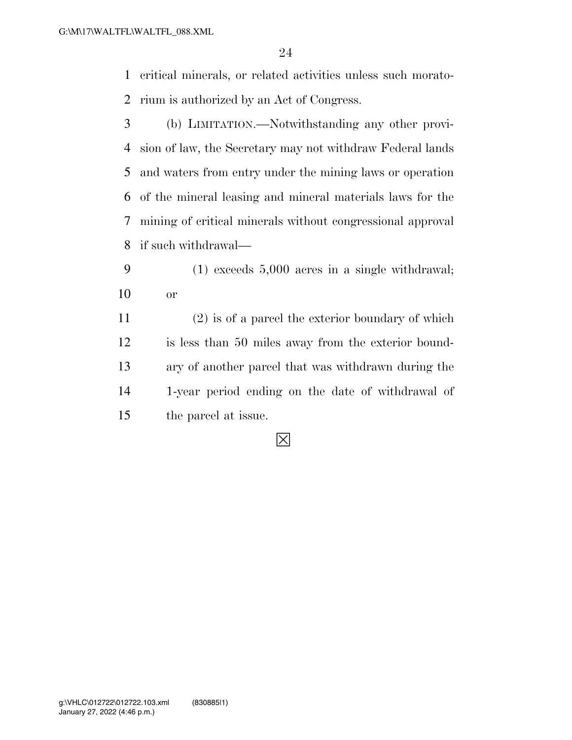critical minerals, or related activities unless such moratorium is authorized by an Act of Congress.

(b) LIMITATION.—Notwithstanding any other provision of law, the Secretary may not withdraw Federal lands and waters from entry under the mining laws or operation of the mineral leasing and mineral materials laws for the mining of critical minerals without congressional approval if such withdrawal—

(1) exceeds 5,000 acres in a single withdrawal; or

(2) is of a parcel the exterior boundary of which is less than 50 miles away from the exterior boundary of another parcel that was withdrawn during the 1-year period ending on the date of withdrawal of the parcel at issue.